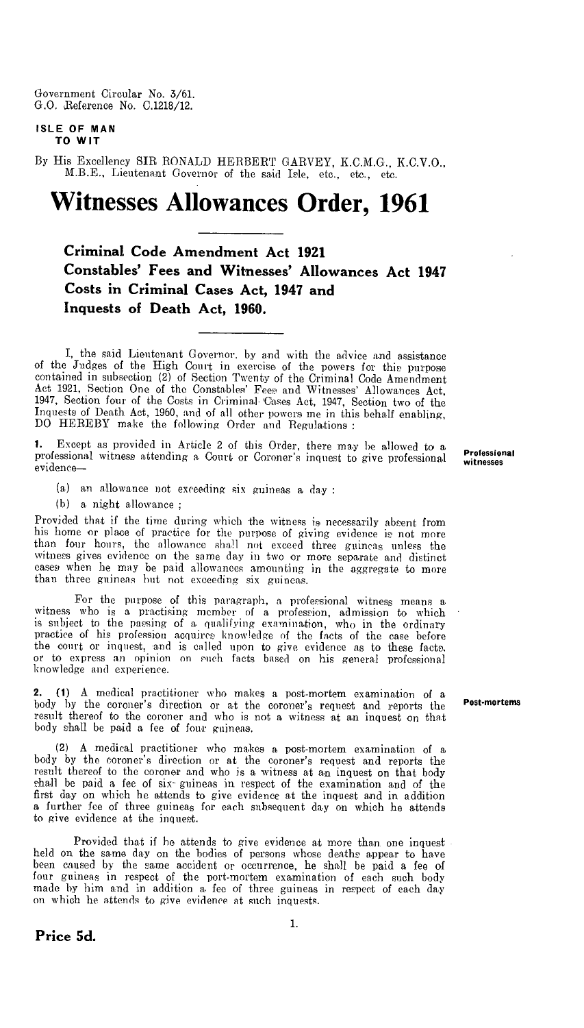Government Circular No. 3/61.
G.O. Reference No. C.1218/12.

**ISLE OF MAN**
**TO WIT**

By His Excellency SIR RONALD HERBERT GARVEY, K.C.M.G., K.C.V.O., M.B.E., Lieutenant Governor of the said Isle, etc., etc., etc.

# Witnesses Allowances Order, 1961

## Criminal Code Amendment Act 1921
## Constables' Fees and Witnesses' Allowances Act 1947
## Costs in Criminal Cases Act, 1947 and
## Inquests of Death Act, 1960.

I, the said Lieutenant Governor, by and with the advice and assistance of the Judges of the High Court in exercise of the powers for this purpose contained in subsection (2) of Section Twenty of the Criminal Code Amendment Act 1921, Section One of the Constables' Fees and Witnesses' Allowances Act, 1947, Section four of the Costs in Criminal Cases Act, 1947, Section two of the Inquests of Death Act, 1960, and of all other powers me in this behalf enabling, DO HEREBY make the following Order and Regulations :

**Professional witnesses**

**1.** Except as provided in Article 2 of this Order, there may be allowed to a professional witness attending a Court or Coroner's inquest to give professional evidence—

(a) an allowance not exceeding six guineas a day :

(b) a night allowance ;

Provided that if the time during which the witness is necessarily absent from his home or place of practice for the purpose of giving evidence is not more than four hours, the allowance shall not exceed three guineas unless the witness gives evidence on the same day in two or more separate and distinct cases when he may be paid allowances amounting in the aggregate to more than three guineas but not exceeding six guineas.

For the purpose of this paragraph, a professional witness means a witness who is a practising member of a profession, admission to which is subject to the passing of a qualifying examination, who in the ordinary practice of his profession acquires knowledge of the facts of the case before the court or inquest, and is called upon to give evidence as to these facts, or to express an opinion on such facts based on his general professional knowledge and experience.

**Post-mortems**

**2. (1)** A medical practitioner who makes a post-mortem examination of a body by the coroner's direction or at the coroner's request and reports the result thereof to the coroner and who is not a witness at an inquest on that body shall be paid a fee of four guineas.

(2) A medical practitioner who makes a post-mortem examination of a body by the coroner's direction or at the coroner's request and reports the result thereof to the coroner and who is a witness at an inquest on that body shall be paid a fee of six guineas in respect of the examination and of the first day on which he attends to give evidence at the inquest and in addition a further fee of three guineas for each subsequent day on which he attends to give evidence at the inquest.

Provided that if he attends to give evidence at more than one inquest held on the same day on the bodies of persons whose deaths appear to have been caused by the same accident or occurrence, he shall be paid a fee of four guineas in respect of the port-mortem examination of each such body made by him and in addition a fee of three guineas in respect of each day on which he attends to give evidence at such inquests.

**Price 5d.**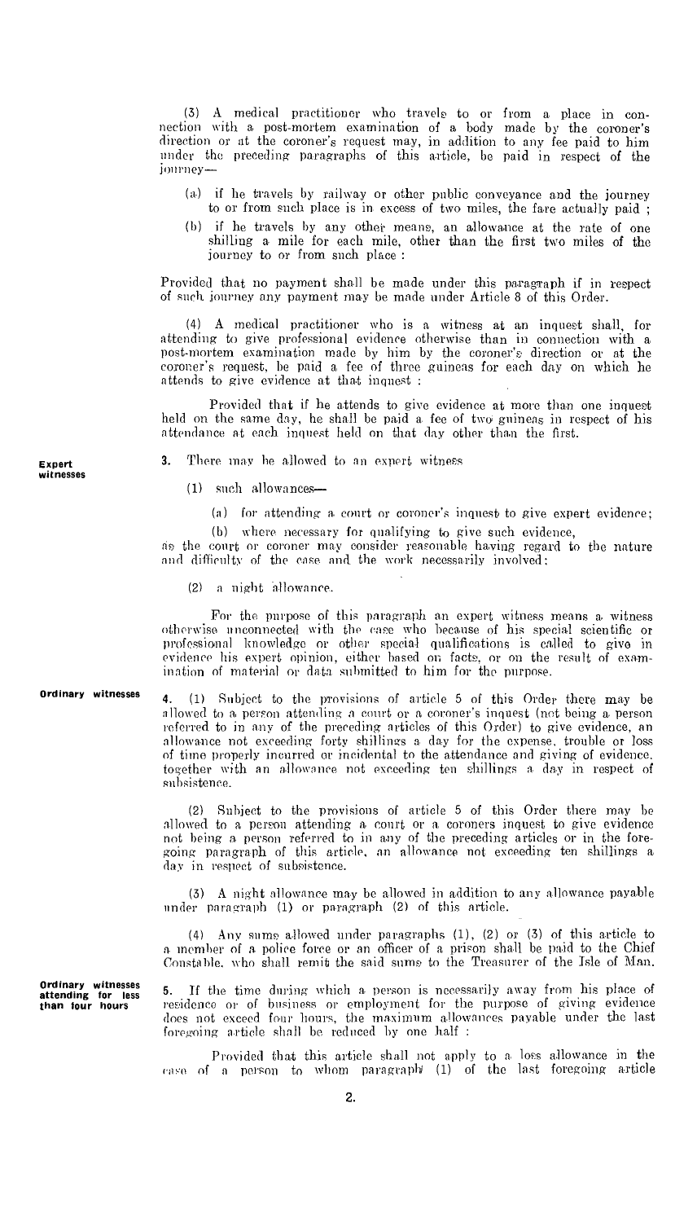(3) A medical practitioner who travels to or from a place in connection with a post-mortem examination of a body made by the coroner's direction or at the coroner's request may, in addition to any fee paid to him under the preceding paragraphs of this article, be paid in respect of the journey—

(a) if he travels by railway or other public conveyance and the journey to or from such place is in excess of two miles, the fare actually paid ;

(b) if he travels by any other means, an allowance at the rate of one shilling a mile for each mile, other than the first two miles of the journey to or from such place :

Provided that no payment shall be made under this paragraph if in respect of such journey any payment may be made under Article 8 of this Order.

(4) A medical practitioner who is a witness at an inquest shall, for attending to give professional evidence otherwise than in connection with a post-mortem examination made by him by the coroner's direction or at the coroner's request, be paid a fee of three guineas for each day on which he attends to give evidence at that inquest :

Provided that if he attends to give evidence at more than one inquest held on the same day, he shall be paid a fee of two guineas in respect of his attendance at each inquest held on that day other than the first.

**Expert witnesses**

3. There may be allowed to an expert witness

(1) such allowances—

(a) for attending a court or coroner's inquest to give expert evidence;

(b) where necessary for qualifying to give such evidence,

as the court or coroner may consider reasonable having regard to the nature and difficulty of the case and the work necessarily involved:

(2) a night allowance.

For the purpose of this paragraph an expert witness means a witness otherwise unconnected with the case who because of his special scientific or professional knowledge or other special qualifications is called to give in evidence his expert opinion, either based on facts, or on the result of examination of material or data submitted to him for the purpose.

**Ordinary witnesses**

4. (1) Subject to the provisions of article 5 of this Order there may be allowed to a person attending a court or a coroner's inquest (not being a person referred to in any of the preceding articles of this Order) to give evidence, an allowance not exceeding forty shillings a day for the expense, trouble or loss of time properly incurred or incidental to the attendance and giving of evidence, together with an allowance not exceeding ten shillings a day in respect of subsistence.

(2) Subject to the provisions of article 5 of this Order there may be allowed to a person attending a court or a coroners inquest to give evidence not being a person referred to in any of the preceding articles or in the foregoing paragraph of this article, an allowance not exceeding ten shillings a day in respect of subsistence.

(3) A night allowance may be allowed in addition to any allowance payable under paragraph (1) or paragraph (2) of this article.

(4) Any sums allowed under paragraphs (1), (2) or (3) of this article to a member of a police force or an officer of a prison shall be paid to the Chief Constable, who shall remit the said sums to the Treasurer of the Isle of Man.

**Ordinary witnesses attending for less than four hours**

5. If the time during which a person is necessarily away from his place of residence or of business or employment for the purpose of giving evidence does not exceed four hours, the maximum allowances payable under the last foregoing article shall be reduced by one half :

Provided that this article shall not apply to a loss allowance in the case of a person to whom paragraph (1) of the last foregoing article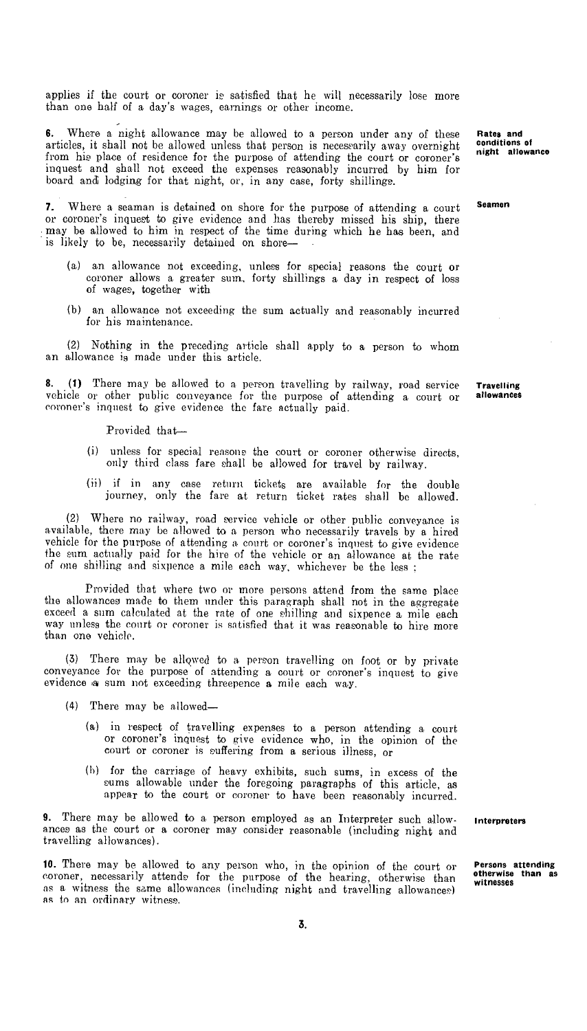applies if the court or coroner is satisfied that he will necessarily lose more than one half of a day's wages, earnings or other income.

**Rates and conditions of night allowance**

**6.** Where a night allowance may be allowed to a person under any of these articles, it shall not be allowed unless that person is necessarily away overnight from his place of residence for the purpose of attending the court or coroner's inquest and shall not exceed the expenses reasonably incurred by him for board and lodging for that night, or, in any case, forty shillings.

**Seamen**

**7.** Where a seaman is detained on shore for the purpose of attending a court or coroner's inquest to give evidence and has thereby missed his ship, there may be allowed to him in respect of the time during which he has been, and is likely to be, necessarily detained on shore—

(a) an allowance not exceeding, unless for special reasons the court or coroner allows a greater sum, forty shillings a day in respect of loss of wages, together with

(b) an allowance not exceeding the sum actually and reasonably incurred for his maintenance.

(2) Nothing in the preceding article shall apply to a person to whom an allowance is made under this article.

**Travelling allowances**

**8.** **(1)** There may be allowed to a person travelling by railway, road service vehicle or other public conveyance for the purpose of attending a court or coroner's inquest to give evidence the fare actually paid.

Provided that—

(i) unless for special reasons the court or coroner otherwise directs, only third class fare shall be allowed for travel by railway.

(ii) if in any case return tickets are available for the double journey, only the fare at return ticket rates shall be allowed.

(2) Where no railway, road service vehicle or other public conveyance is available, there may be allowed to a person who necessarily travels by a hired vehicle for the purpose of attending a court or coroner's inquest to give evidence the sum actually paid for the hire of the vehicle or an allowance at the rate of one shilling and sixpence a mile each way, whichever be the less ;

Provided that where two or more persons attend from the same place the allowances made to them under this paragraph shall not in the aggregate exceed a sum calculated at the rate of one shilling and sixpence a mile each way unless the court or coroner is satisfied that it was reasonable to hire more than one vehicle.

(3) There may be allowed to a person travelling on foot or by private conveyance for the purpose of attending a court or coroner's inquest to give evidence a sum not exceeding threepence a mile each way.

(4) There may be allowed—

(a) in respect of travelling expenses to a person attending a court or coroner's inquest to give evidence who, in the opinion of the court or coroner is suffering from a serious illness, or

(b) for the carriage of heavy exhibits, such sums, in excess of the sums allowable under the foregoing paragraphs of this article, as appear to the court or coroner to have been reasonably incurred.

**Interpreters**

**9.** There may be allowed to a person employed as an Interpreter such allowances as the court or a coroner may consider reasonable (including night and travelling allowances).

**Persons attending otherwise than as witnesses**

**10.** There may be allowed to any person who, in the opinion of the court or coroner, necessarily attends for the purpose of the hearing, otherwise than as a witness the same allowances (including night and travelling allowances) as to an ordinary witness.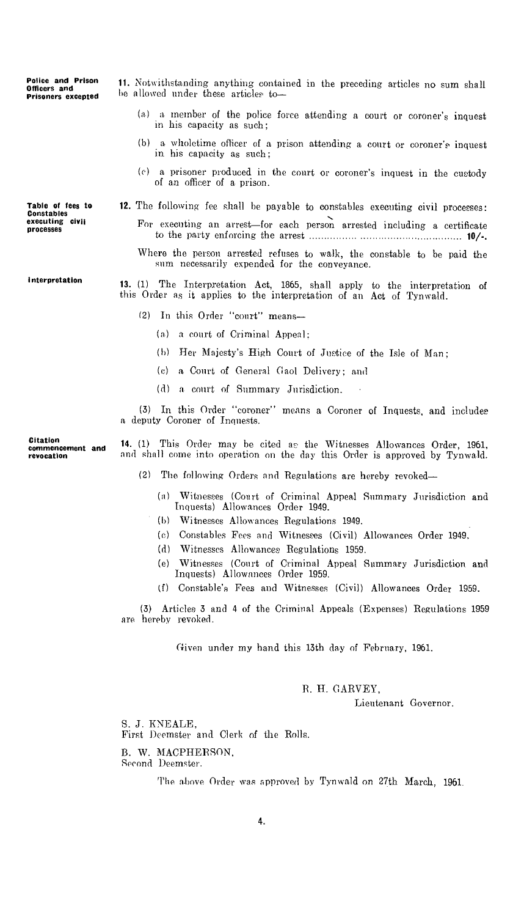**Police and Prison Officers and Prisoners excepted**

**11.** Notwithstanding anything contained in the preceding articles no sum shall be allowed under these articles to—

(a) a member of the police force attending a court or coroner's inquest in his capacity as such;

(b) a wholetime officer of a prison attending a court or coroner's inquest in his capacity as such;

(c) a prisoner produced in the court or coroner's inquest in the custody of an officer of a prison.

**Table of fees to Constables executing civil processes**

**12.** The following fee shall be payable to constables executing civil processes:

For executing an arrest—for each person arrested including a certificate to the party enforcing the arrest .................................................. **10/-.**

Where the person arrested refuses to walk, the constable to be paid the sum necessarily expended for the conveyance.

**Interpretation**

**13.** (1) The Interpretation Act, 1865, shall apply to the interpretation of this Order as it applies to the interpretation of an Act of Tynwald.

(2) In this Order "court" means—

(a) a court of Criminal Appeal;

(b) Her Majesty's High Court of Justice of the Isle of Man;

(c) a Court of General Gaol Delivery; and

(d) a court of Summary Jurisdiction.

(3) In this Order "coroner" means a Coroner of Inquests, and includes a deputy Coroner of Inquests.

**Citation commencement and revocation**

**14.** (1) This Order may be cited as the Witnesses Allowances Order, 1961, and shall come into operation on the day this Order is approved by Tynwald.

(2) The following Orders and Regulations are hereby revoked—

(a) Witnesses (Court of Criminal Appeal Summary Jurisdiction and Inquests) Allowances Order 1949.

(b) Witnesses Allowances Regulations 1949.

(c) Constables Fees and Witnesses (Civil) Allowances Order 1949.

(d) Witnesses Allowances Regulations 1959.

(e) Witnesses (Court of Criminal Appeal Summary Jurisdiction and Inquests) Allowances Order 1959.

(f) Constable's Fees and Witnesses (Civil) Allowances Order 1959.

(3) Articles 3 and 4 of the Criminal Appeals (Expenses) Regulations 1959 are hereby revoked.

Given under my hand this 13th day of February, 1961.

R. H. GARVEY,
Lieutenant Governor.

S. J. KNEALE,
First Deemster and Clerk of the Rolls.

B. W. MACPHERSON,
Second Deemster.

The above Order was approved by Tynwald on 27th March, 1961.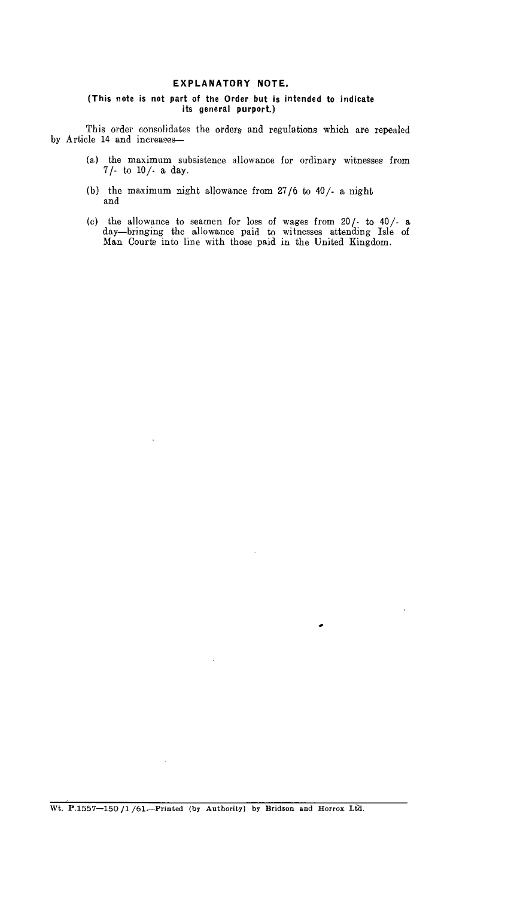## EXPLANATORY NOTE.

**(This note is not part of the Order but is intended to indicate its general purport.)**

This order consolidates the orders and regulations which are repealed by Article 14 and increases—

(a) the maximum subsistence allowance for ordinary witnesses from 7/- to 10/- a day.

(b) the maximum night allowance from 27/6 to 40/- a night and

(c) the allowance to seamen for loss of wages from 20/- to 40/- a day—bringing the allowance paid to witnesses attending Isle of Man Courts into line with those paid in the United Kingdom.

Wt. P.1557—150/1/61.—Printed (by Authority) by Bridson and Horrox Ltd.